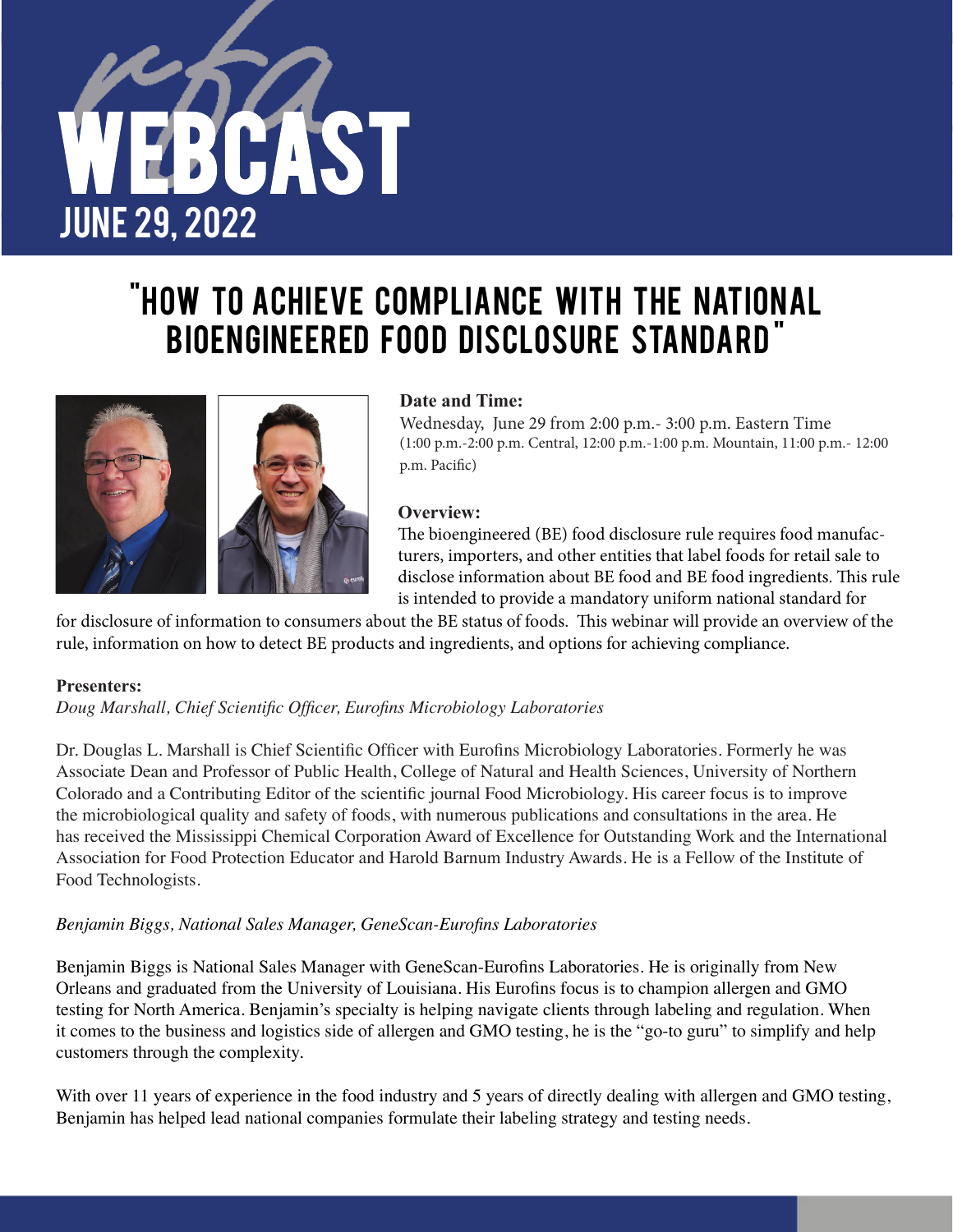# rfa WEBCAST

## JUNE 29, 2022

# "HOW TO ACHIEVE COMPLIANCE WITH THE NATIONAL BIOENGINEERED FOOD DISCLOSURE STANDARD"

**Date and Time:**

Wednesday, June 29 from 2:00 p.m.- 3:00 p.m. Eastern Time
(1:00 p.m.-2:00 p.m. Central, 12:00 p.m.-1:00 p.m. Mountain, 11:00 p.m.- 12:00 p.m. Pacific)

**Overview:**

The bioengineered (BE) food disclosure rule requires food manufacturers, importers, and other entities that label foods for retail sale to disclose information about BE food and BE food ingredients. This rule is intended to provide a mandatory uniform national standard for for disclosure of information to consumers about the BE status of foods. This webinar will provide an overview of the rule, information on how to detect BE products and ingredients, and options for achieving compliance.

**Presenters:**

*Doug Marshall, Chief Scientific Officer, Eurofins Microbiology Laboratories*

Dr. Douglas L. Marshall is Chief Scientific Officer with Eurofins Microbiology Laboratories. Formerly he was Associate Dean and Professor of Public Health, College of Natural and Health Sciences, University of Northern Colorado and a Contributing Editor of the scientific journal Food Microbiology. His career focus is to improve the microbiological quality and safety of foods, with numerous publications and consultations in the area. He has received the Mississippi Chemical Corporation Award of Excellence for Outstanding Work and the International Association for Food Protection Educator and Harold Barnum Industry Awards. He is a Fellow of the Institute of Food Technologists.

*Benjamin Biggs, National Sales Manager, GeneScan-Eurofins Laboratories*

Benjamin Biggs is National Sales Manager with GeneScan-Eurofins Laboratories. He is originally from New Orleans and graduated from the University of Louisiana. His Eurofins focus is to champion allergen and GMO testing for North America. Benjamin's specialty is helping navigate clients through labeling and regulation. When it comes to the business and logistics side of allergen and GMO testing, he is the "go-to guru" to simplify and help customers through the complexity.

With over 11 years of experience in the food industry and 5 years of directly dealing with allergen and GMO testing, Benjamin has helped lead national companies formulate their labeling strategy and testing needs.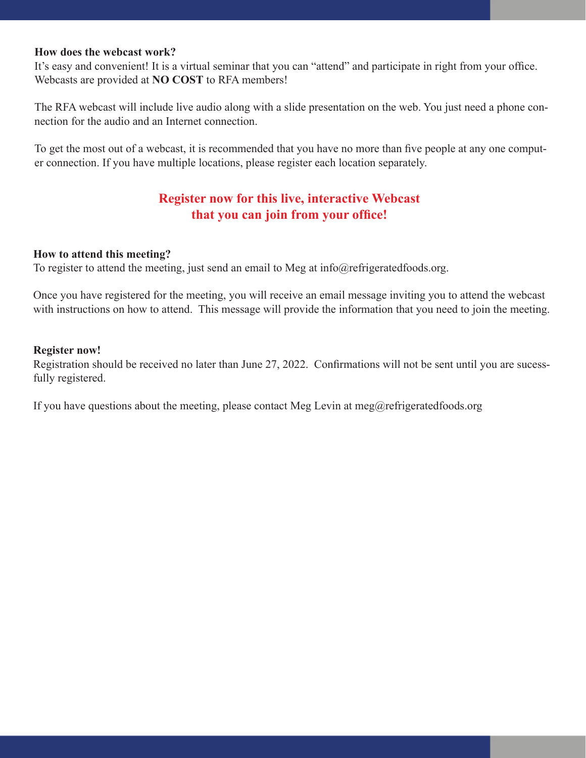**How does the webcast work?**
It's easy and convenient! It is a virtual seminar that you can "attend" and participate in right from your office. Webcasts are provided at **NO COST** to RFA members!

The RFA webcast will include live audio along with a slide presentation on the web. You just need a phone connection for the audio and an Internet connection.

To get the most out of a webcast, it is recommended that you have no more than five people at any one computer connection. If you have multiple locations, please register each location separately.

**Register now for this live, interactive Webcast that you can join from your office!**

**How to attend this meeting?**
To register to attend the meeting, just send an email to Meg at info@refrigeratedfoods.org.

Once you have registered for the meeting, you will receive an email message inviting you to attend the webcast with instructions on how to attend. This message will provide the information that you need to join the meeting.

**Register now!**
Registration should be received no later than June 27, 2022. Confirmations will not be sent until you are sucessfully registered.

If you have questions about the meeting, please contact Meg Levin at meg@refrigeratedfoods.org